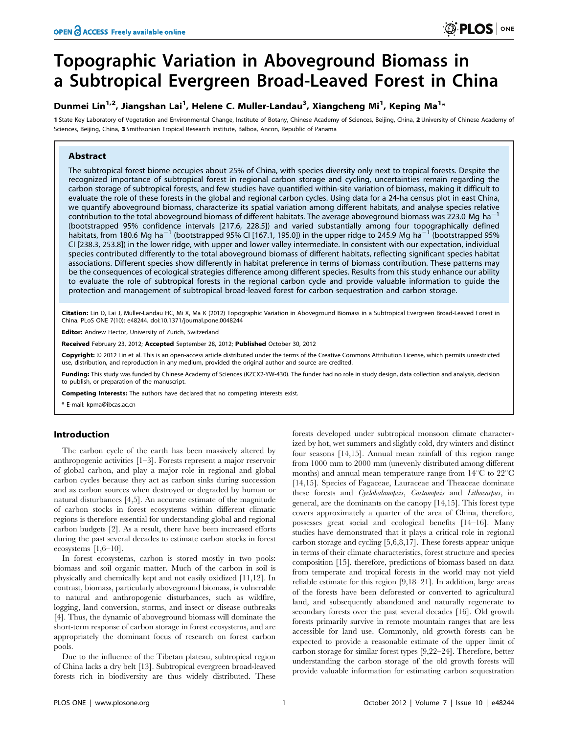# Topographic Variation in Aboveground Biomass in a Subtropical Evergreen Broad-Leaved Forest in China

**Dunmei Lin[1,2], Jiangshan Lai[1], Helene C. Muller-Landau[3], Xiangcheng Mi[1], Keping Ma[1]***

1 State Key Laboratory of Vegetation and Environmental Change, Institute of Botany, Chinese Academy of Sciences, Beijing, China, 2 University of Chinese Academy of Sciences, Beijing, China, 3 Smithsonian Tropical Research Institute, Balboa, Ancon, Republic of Panama

## Abstract

The subtropical forest biome occupies about 25% of China, with species diversity only next to tropical forests. Despite the recognized importance of subtropical forest in regional carbon storage and cycling, uncertainties remain regarding the carbon storage of subtropical forests, and few studies have quantified within-site variation of biomass, making it difficult to evaluate the role of these forests in the global and regional carbon cycles. Using data for a 24-ha census plot in east China, we quantify aboveground biomass, characterize its spatial variation among different habitats, and analyse species relative contribution to the total aboveground biomass of different habitats. The average aboveground biomass was 223.0 Mg ha$^{-1}$ (bootstrapped 95% confidence intervals [217.6, 228.5]) and varied substantially among four topographically defined habitats, from 180.6 Mg ha$^{-1}$ (bootstrapped 95% CI [167.1, 195.0]) in the upper ridge to 245.9 Mg ha$^{-1}$ (bootstrapped 95% CI [238.3, 253.8]) in the lower ridge, with upper and lower valley intermediate. In consistent with our expectation, individual species contributed differently to the total aboveground biomass of different habitats, reflecting significant species habitat associations. Different species show differently in habitat preference in terms of biomass contribution. These patterns may be the consequences of ecological strategies difference among different species. Results from this study enhance our ability to evaluate the role of subtropical forests in the regional carbon cycle and provide valuable information to guide the protection and management of subtropical broad-leaved forest for carbon sequestration and carbon storage.

**Citation:** Lin D, Lai J, Muller-Landau HC, Mi X, Ma K (2012) Topographic Variation in Aboveground Biomass in a Subtropical Evergreen Broad-Leaved Forest in China. PLoS ONE 7(10): e48244. doi:10.1371/journal.pone.0048244

**Editor:** Andrew Hector, University of Zurich, Switzerland

**Received** February 23, 2012; **Accepted** September 28, 2012; **Published** October 30, 2012

**Copyright:** © 2012 Lin et al. This is an open-access article distributed under the terms of the Creative Commons Attribution License, which permits unrestricted use, distribution, and reproduction in any medium, provided the original author and source are credited.

**Funding:** This study was funded by Chinese Academy of Sciences (KZCX2-YW-430). The funder had no role in study design, data collection and analysis, decision to publish, or preparation of the manuscript.

**Competing Interests:** The authors have declared that no competing interests exist.

\* E-mail: kpma@ibcas.ac.cn

## Introduction

The carbon cycle of the earth has been massively altered by anthropogenic activities [1–3]. Forests represent a major reservoir of global carbon, and play a major role in regional and global carbon cycles because they act as carbon sinks during succession and as carbon sources when destroyed or degraded by human or natural disturbances [4,5]. An accurate estimate of the magnitude of carbon stocks in forest ecosystems within different climatic regions is therefore essential for understanding global and regional carbon budgets [2]. As a result, there have been increased efforts during the past several decades to estimate carbon stocks in forest ecosystems [1,6–10].

In forest ecosystems, carbon is stored mostly in two pools: biomass and soil organic matter. Much of the carbon in soil is physically and chemically kept and not easily oxidized [11,12]. In contrast, biomass, particularly aboveground biomass, is vulnerable to natural and anthropogenic disturbances, such as wildfire, logging, land conversion, storms, and insect or disease outbreaks [4]. Thus, the dynamic of aboveground biomass will dominate the short-term response of carbon storage in forest ecosystems, and are appropriately the dominant focus of research on forest carbon pools.

Due to the influence of the Tibetan plateau, subtropical region of China lacks a dry belt [13]. Subtropical evergreen broad-leaved forests rich in biodiversity are thus widely distributed. These forests developed under subtropical monsoon climate characterized by hot, wet summers and slightly cold, dry winters and distinct four seasons [14,15]. Annual mean rainfall of this region range from 1000 mm to 2000 mm (unevenly distributed among different months) and annual mean temperature range from 14°C to 22°C [14,15]. Species of Fagaceae, Lauraceae and Theaceae dominate these forests and *Cyclobalanopsis*, *Castanopsis* and *Lithocarpus*, in general, are the dominants on the canopy [14,15]. This forest type covers approximately a quarter of the area of China, therefore, possesses great social and ecological benefits [14–16]. Many studies have demonstrated that it plays a critical role in regional carbon storage and cycling [5,6,8,17]. These forests appear unique in terms of their climate characteristics, forest structure and species composition [15], therefore, predictions of biomass based on data from temperate and tropical forests in the world may not yield reliable estimate for this region [9,18–21]. In addition, large areas of the forests have been deforested or converted to agricultural land, and subsequently abandoned and naturally regenerate to secondary forests over the past several decades [16]. Old growth forests primarily survive in remote mountain ranges that are less accessible for land use. Commonly, old growth forests can be expected to provide a reasonable estimate of the upper limit of carbon storage for similar forest types [9,22–24]. Therefore, better understanding the carbon storage of the old growth forests will provide valuable information for estimating carbon sequestration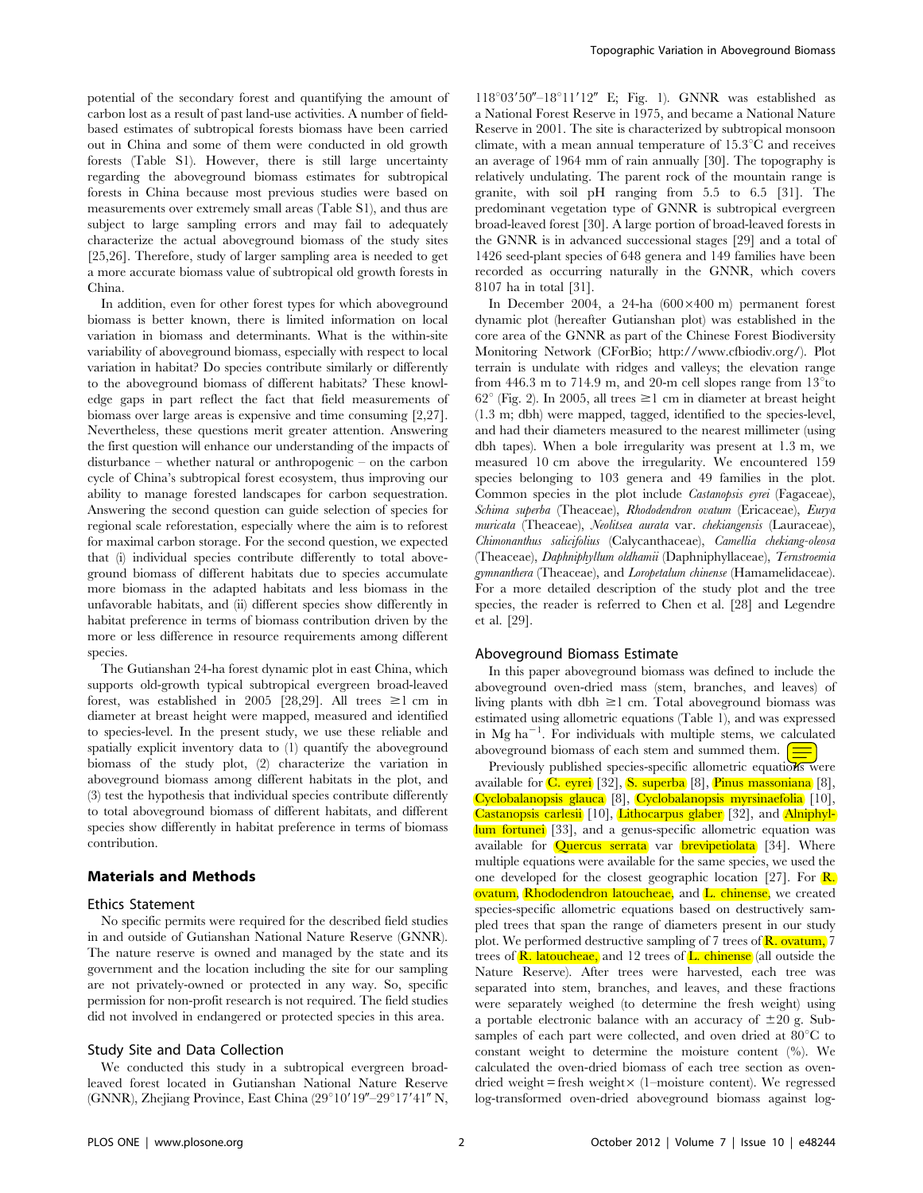potential of the secondary forest and quantifying the amount of carbon lost as a result of past land-use activities. A number of field-based estimates of subtropical forests biomass have been carried out in China and some of them were conducted in old growth forests (Table S1). However, there is still large uncertainty regarding the aboveground biomass estimates for subtropical forests in China because most previous studies were based on measurements over extremely small areas (Table S1), and thus are subject to large sampling errors and may fail to adequately characterize the actual aboveground biomass of the study sites [25,26]. Therefore, study of larger sampling area is needed to get a more accurate biomass value of subtropical old growth forests in China.

In addition, even for other forest types for which aboveground biomass is better known, there is limited information on local variation in biomass and determinants. What is the within-site variability of aboveground biomass, especially with respect to local variation in habitat? Do species contribute similarly or differently to the aboveground biomass of different habitats? These knowledge gaps in part reflect the fact that field measurements of biomass over large areas is expensive and time consuming [2,27]. Nevertheless, these questions merit greater attention. Answering the first question will enhance our understanding of the impacts of disturbance – whether natural or anthropogenic – on the carbon cycle of China's subtropical forest ecosystem, thus improving our ability to manage forested landscapes for carbon sequestration. Answering the second question can guide selection of species for regional scale reforestation, especially where the aim is to reforest for maximal carbon storage. For the second question, we expected that (i) individual species contribute differently to total aboveground biomass of different habitats due to species accumulate more biomass in the adapted habitats and less biomass in the unfavorable habitats, and (ii) different species show differently in habitat preference in terms of biomass contribution driven by the more or less difference in resource requirements among different species.

The Gutianshan 24-ha forest dynamic plot in east China, which supports old-growth typical subtropical evergreen broad-leaved forest, was established in 2005 [28,29]. All trees ≥1 cm in diameter at breast height were mapped, measured and identified to species-level. In the present study, we use these reliable and spatially explicit inventory data to (1) quantify the aboveground biomass of the study plot, (2) characterize the variation in aboveground biomass among different habitats in the plot, and (3) test the hypothesis that individual species contribute differently to total aboveground biomass of different habitats, and different species show differently in habitat preference in terms of biomass contribution.

## Materials and Methods

### Ethics Statement

No specific permits were required for the described field studies in and outside of Gutianshan National Nature Reserve (GNNR). The nature reserve is owned and managed by the state and its government and the location including the site for our sampling are not privately-owned or protected in any way. So, specific permission for non-profit research is not required. The field studies did not involved in endangered or protected species in this area.

### Study Site and Data Collection

We conducted this study in a subtropical evergreen broad-leaved forest located in Gutianshan National Nature Reserve (GNNR), Zhejiang Province, East China (29°10′19″–29°17′41″ N, 118°03′50″–18°11′12″ E; Fig. 1). GNNR was established as a National Forest Reserve in 1975, and became a National Nature Reserve in 2001. The site is characterized by subtropical monsoon climate, with a mean annual temperature of 15.3°C and receives an average of 1964 mm of rain annually [30]. The topography is relatively undulating. The parent rock of the mountain range is granite, with soil pH ranging from 5.5 to 6.5 [31]. The predominant vegetation type of GNNR is subtropical evergreen broad-leaved forest [30]. A large portion of broad-leaved forests in the GNNR is in advanced successional stages [29] and a total of 1426 seed-plant species of 648 genera and 149 families have been recorded as occurring naturally in the GNNR, which covers 8107 ha in total [31].

In December 2004, a 24-ha (600×400 m) permanent forest dynamic plot (hereafter Gutianshan plot) was established in the core area of the GNNR as part of the Chinese Forest Biodiversity Monitoring Network (CForBio; http://www.cfbiodiv.org/). Plot terrain is undulate with ridges and valleys; the elevation range from 446.3 m to 714.9 m, and 20-m cell slopes range from 13°to 62° (Fig. 2). In 2005, all trees ≥1 cm in diameter at breast height (1.3 m; dbh) were mapped, tagged, identified to the species-level, and had their diameters measured to the nearest millimeter (using dbh tapes). When a bole irregularity was present at 1.3 m, we measured 10 cm above the irregularity. We encountered 159 species belonging to 103 genera and 49 families in the plot. Common species in the plot include *Castanopsis eyrei* (Fagaceae), *Schima superba* (Theaceae), *Rhododendron ovatum* (Ericaceae), *Eurya muricata* (Theaceae), *Neolitsea aurata* var. *chekiangensis* (Lauraceae), *Chimonanthus salicifolius* (Calycanthaceae), *Camellia chekiang-oleosa* (Theaceae), *Daphniphyllum oldhamii* (Daphniphyllaceae), *Ternstroemia gymnanthera* (Theaceae), and *Loropetalum chinense* (Hamamelidaceae). For a more detailed description of the study plot and the tree species, the reader is referred to Chen et al. [28] and Legendre et al. [29].

### Aboveground Biomass Estimate

In this paper aboveground biomass was defined to include the aboveground oven-dried mass (stem, branches, and leaves) of living plants with dbh ≥1 cm. Total aboveground biomass was estimated using allometric equations (Table 1), and was expressed in Mg ha$^{-1}$. For individuals with multiple stems, we calculated aboveground biomass of each stem and summed them.

Previously published species-specific allometric equations were available for C. eyrei [32], S. superba [8], Pinus massoniana [8], Cyclobalanopsis glauca [8], Cyclobalanopsis myrsinaefolia [10], Castanopsis carlesii [10], Lithocarpus glaber [32], and Alniphyllum fortunei [33], and a genus-specific allometric equation was available for Quercus serrata var brevipetiolata [34]. Where multiple equations were available for the same species, we used the one developed for the closest geographic location [27]. For R. ovatum, Rhododendron latoucheae, and L. chinense, we created species-specific allometric equations based on destructively sampled trees that span the range of diameters present in our study plot. We performed destructive sampling of 7 trees of R. ovatum, 7 trees of R. latoucheae, and 12 trees of L. chinense (all outside the Nature Reserve). After trees were harvested, each tree was separated into stem, branches, and leaves, and these fractions were separately weighed (to determine the fresh weight) using a portable electronic balance with an accuracy of ±20 g. Subsamples of each part were collected, and oven dried at 80°C to constant weight to determine the moisture content (%). We calculated the oven-dried biomass of each tree section as oven-dried weight = fresh weight× (1–moisture content). We regressed log-transformed oven-dried aboveground biomass against log-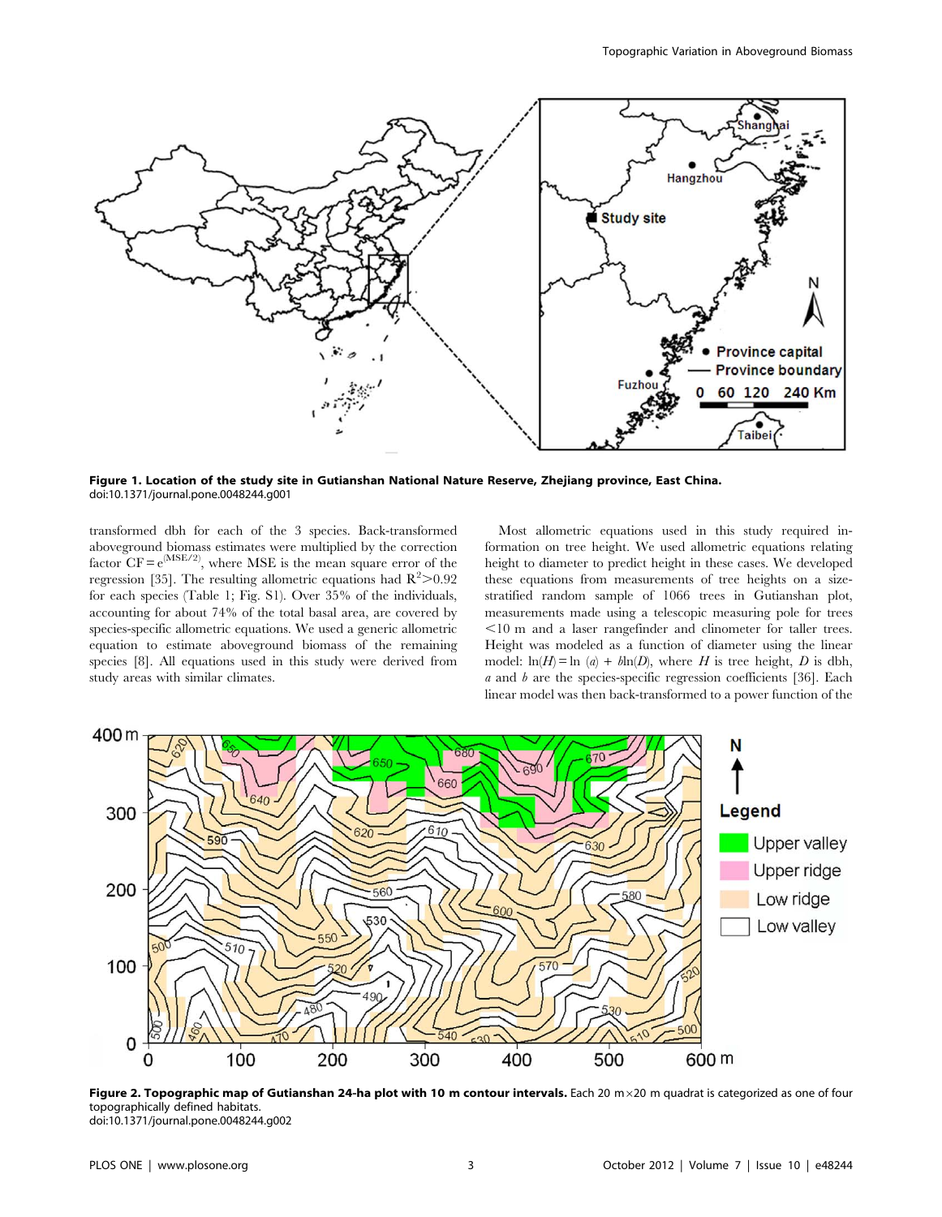**Figure 1. Location of the study site in Gutianshan National Nature Reserve, Zhejiang province, East China.**
doi:10.1371/journal.pone.0048244.g001

transformed dbh for each of the 3 species. Back-transformed aboveground biomass estimates were multiplied by the correction factor $CF = e^{(MSE/2)}$, where MSE is the mean square error of the regression [35]. The resulting allometric equations had $R^2 > 0.92$ for each species (Table 1; Fig. S1). Over 35% of the individuals, accounting for about 74% of the total basal area, are covered by species-specific allometric equations. We used a generic allometric equation to estimate aboveground biomass of the remaining species [8]. All equations used in this study were derived from study areas with similar climates.

Most allometric equations used in this study required information on tree height. We used allometric equations relating height to diameter to predict height in these cases. We developed these equations from measurements of tree heights on a size-stratified random sample of 1066 trees in Gutianshan plot, measurements made using a telescopic measuring pole for trees <10 m and a laser rangefinder and clinometer for taller trees. Height was modeled as a function of diameter using the linear model: $\ln(H) = \ln(a) + b\ln(D)$, where $H$ is tree height, $D$ is dbh, $a$ and $b$ are the species-specific regression coefficients [36]. Each linear model was then back-transformed to a power function of the

**Figure 2. Topographic map of Gutianshan 24-ha plot with 10 m contour intervals.** Each 20 m×20 m quadrat is categorized as one of four topographically defined habitats.
doi:10.1371/journal.pone.0048244.g002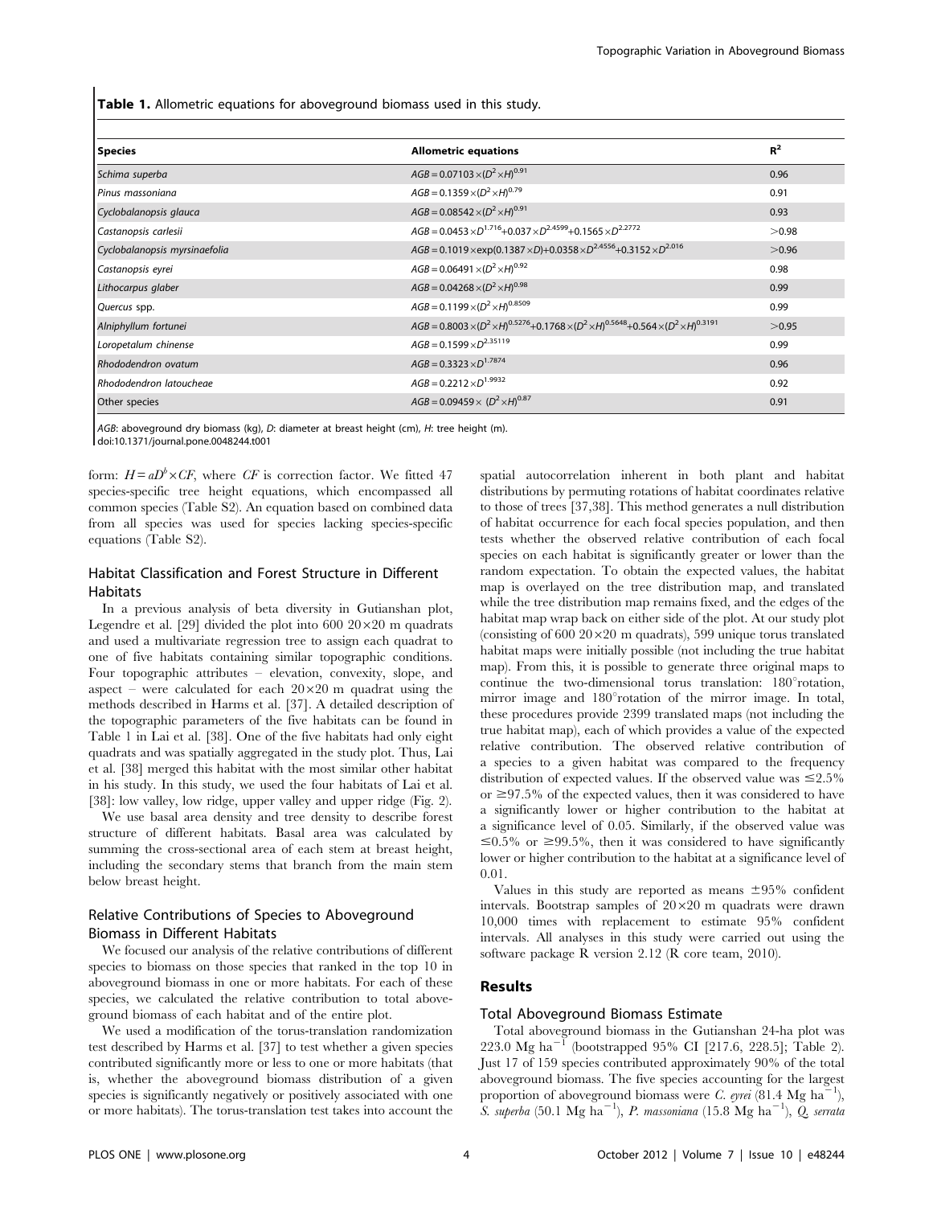**Table 1.** Allometric equations for aboveground biomass used in this study.

| Species | Allometric equations | $R^2$ |
|---|---|---|
| *Schima superba* | $AGB = 0.07103 \times (D^2 \times H)^{0.91}$ | 0.96 |
| *Pinus massoniana* | $AGB = 0.1359 \times (D^2 \times H)^{0.79}$ | 0.91 |
| *Cyclobalanopsis glauca* | $AGB = 0.08542 \times (D^2 \times H)^{0.91}$ | 0.93 |
| *Castanopsis carlesii* | $AGB = 0.0453 \times D^{1.716} + 0.037 \times D^{2.4599} + 0.1565 \times D^{2.2772}$ | >0.98 |
| *Cyclobalanopsis myrsinaefolia* | $AGB = 0.1019 \times \exp(0.1387 \times D) + 0.0358 \times D^{2.4556} + 0.3152 \times D^{2.016}$ | >0.96 |
| *Castanopsis eyrei* | $AGB = 0.06491 \times (D^2 \times H)^{0.92}$ | 0.98 |
| *Lithocarpus glaber* | $AGB = 0.04268 \times (D^2 \times H)^{0.98}$ | 0.99 |
| *Quercus* spp. | $AGB = 0.1199 \times (D^2 \times H)^{0.8509}$ | 0.99 |
| *Alniphyllum fortunei* | $AGB = 0.8003 \times (D^2 \times H)^{0.5276} + 0.1768 \times (D^2 \times H)^{0.5648} + 0.564 \times (D^2 \times H)^{0.3191}$ | >0.95 |
| *Loropetalum chinense* | $AGB = 0.1599 \times D^{2.35119}$ | 0.99 |
| *Rhododendron ovatum* | $AGB = 0.3323 \times D^{1.7874}$ | 0.96 |
| *Rhododendron latoucheae* | $AGB = 0.2212 \times D^{1.9932}$ | 0.92 |
| Other species | $AGB = 0.09459 \times (D^2 \times H)^{0.87}$ | 0.91 |

*AGB*: aboveground dry biomass (kg), *D*: diameter at breast height (cm), *H*: tree height (m).
doi:10.1371/journal.pone.0048244.t001

form: $H = aD^b \times CF$, where *CF* is correction factor. We fitted 47 species-specific tree height equations, which encompassed all common species (Table S2). An equation based on combined data from all species was used for species lacking species-specific equations (Table S2).

## Habitat Classification and Forest Structure in Different Habitats

In a previous analysis of beta diversity in Gutianshan plot, Legendre et al. [29] divided the plot into 600 20×20 m quadrats and used a multivariate regression tree to assign each quadrat to one of five habitats containing similar topographic conditions. Four topographic attributes – elevation, convexity, slope, and aspect – were calculated for each 20×20 m quadrat using the methods described in Harms et al. [37]. A detailed description of the topographic parameters of the five habitats can be found in Table 1 in Lai et al. [38]. One of the five habitats had only eight quadrats and was spatially aggregated in the study plot. Thus, Lai et al. [38] merged this habitat with the most similar other habitat in his study. In this study, we used the four habitats of Lai et al. [38]: low valley, low ridge, upper valley and upper ridge (Fig. 2).

We use basal area density and tree density to describe forest structure of different habitats. Basal area was calculated by summing the cross-sectional area of each stem at breast height, including the secondary stems that branch from the main stem below breast height.

## Relative Contributions of Species to Aboveground Biomass in Different Habitats

We focused our analysis of the relative contributions of different species to biomass on those species that ranked in the top 10 in aboveground biomass in one or more habitats. For each of these species, we calculated the relative contribution to total aboveground biomass of each habitat and of the entire plot.

We used a modification of the torus-translation randomization test described by Harms et al. [37] to test whether a given species contributed significantly more or less to one or more habitats (that is, whether the aboveground biomass distribution of a given species is significantly negatively or positively associated with one or more habitats). The torus-translation test takes into account the spatial autocorrelation inherent in both plant and habitat distributions by permuting rotations of habitat coordinates relative to those of trees [37,38]. This method generates a null distribution of habitat occurrence for each focal species population, and then tests whether the observed relative contribution of each focal species on each habitat is significantly greater or lower than the random expectation. To obtain the expected values, the habitat map is overlayed on the tree distribution map, and translated while the tree distribution map remains fixed, and the edges of the habitat map wrap back on either side of the plot. At our study plot (consisting of 600 20×20 m quadrats), 599 unique torus translated habitat maps were initially possible (not including the true habitat map). From this, it is possible to generate three original maps to continue the two-dimensional torus translation: 180°rotation, mirror image and 180°rotation of the mirror image. In total, these procedures provide 2399 translated maps (not including the true habitat map), each of which provides a value of the expected relative contribution. The observed relative contribution of a species to a given habitat was compared to the frequency distribution of expected values. If the observed value was ≤2.5% or ≥97.5% of the expected values, then it was considered to have a significantly lower or higher contribution to the habitat at a significance level of 0.05. Similarly, if the observed value was ≤0.5% or ≥99.5%, then it was considered to have significantly lower or higher contribution to the habitat at a significance level of 0.01.

Values in this study are reported as means ±95% confident intervals. Bootstrap samples of 20×20 m quadrats were drawn 10,000 times with replacement to estimate 95% confident intervals. All analyses in this study were carried out using the software package R version 2.12 (R core team, 2010).

# Results

## Total Aboveground Biomass Estimate

Total aboveground biomass in the Gutianshan 24-ha plot was 223.0 Mg ha$^{-1}$ (bootstrapped 95% CI [217.6, 228.5]; Table 2). Just 17 of 159 species contributed approximately 90% of the total aboveground biomass. The five species accounting for the largest proportion of aboveground biomass were *C. eyrei* (81.4 Mg ha$^{-1}$), *S. superba* (50.1 Mg ha$^{-1}$), *P. massoniana* (15.8 Mg ha$^{-1}$), *Q. serrata*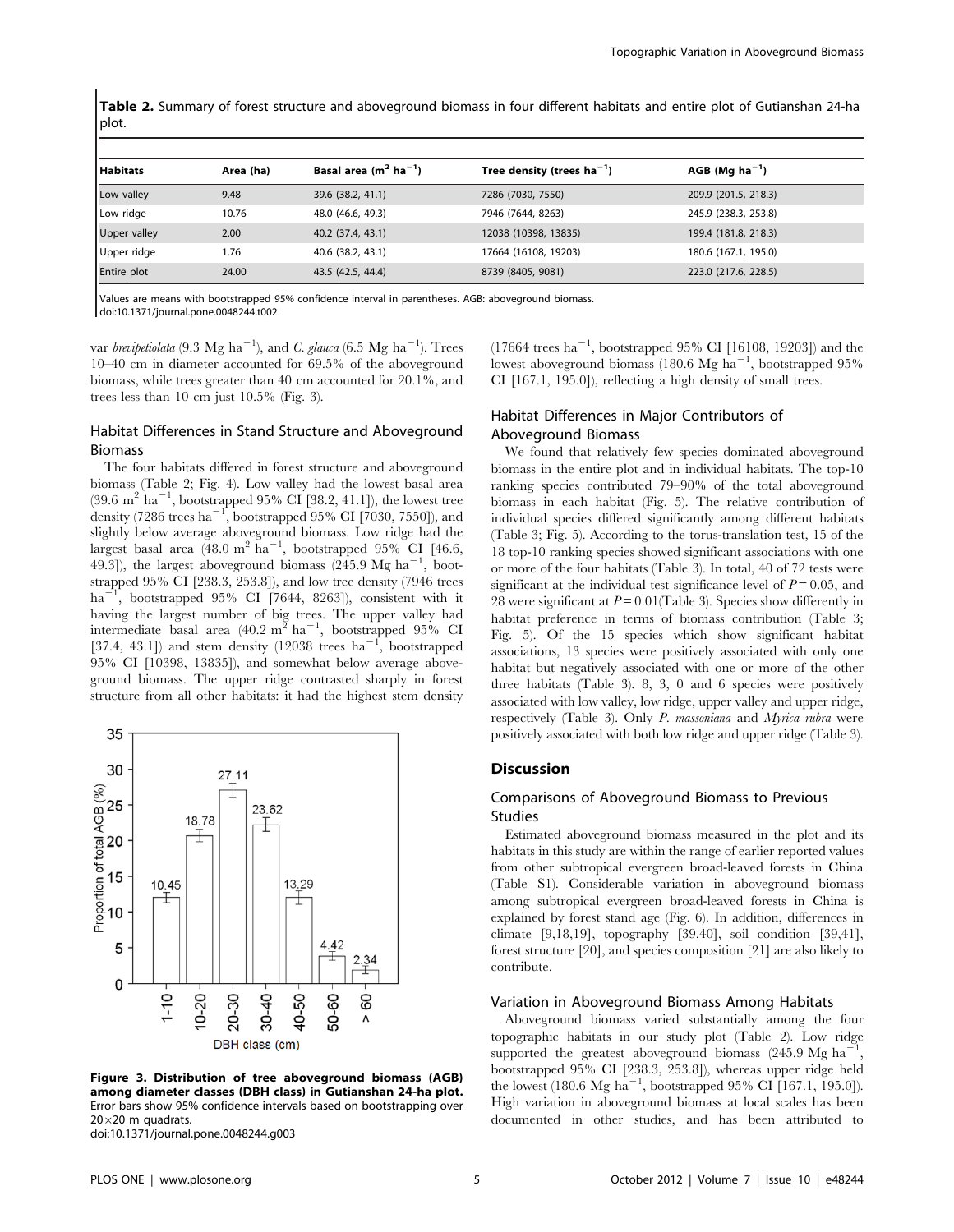**Table 2.** Summary of forest structure and aboveground biomass in four different habitats and entire plot of Gutianshan 24-ha plot.

| Habitats | Area (ha) | Basal area ($m^2$ $ha^{-1}$) | Tree density (trees $ha^{-1}$) | AGB (Mg $ha^{-1}$) |
|---|---|---|---|---|
| Low valley | 9.48 | 39.6 (38.2, 41.1) | 7286 (7030, 7550) | 209.9 (201.5, 218.3) |
| Low ridge | 10.76 | 48.0 (46.6, 49.3) | 7946 (7644, 8263) | 245.9 (238.3, 253.8) |
| Upper valley | 2.00 | 40.2 (37.4, 43.1) | 12038 (10398, 13835) | 199.4 (181.8, 218.3) |
| Upper ridge | 1.76 | 40.6 (38.2, 43.1) | 17664 (16108, 19203) | 180.6 (167.1, 195.0) |
| Entire plot | 24.00 | 43.5 (42.5, 44.4) | 8739 (8405, 9081) | 223.0 (217.6, 228.5) |

Values are means with bootstrapped 95% confidence interval in parentheses. AGB: aboveground biomass.
doi:10.1371/journal.pone.0048244.t002

var *brevipetiolata* (9.3 Mg $ha^{-1}$), and *C. glauca* (6.5 Mg $ha^{-1}$). Trees 10–40 cm in diameter accounted for 69.5% of the aboveground biomass, while trees greater than 40 cm accounted for 20.1%, and trees less than 10 cm just 10.5% (Fig. 3).

## Habitat Differences in Stand Structure and Aboveground Biomass

The four habitats differed in forest structure and aboveground biomass (Table 2; Fig. 4). Low valley had the lowest basal area (39.6 $m^2$ $ha^{-1}$, bootstrapped 95% CI [38.2, 41.1]), the lowest tree density (7286 trees $ha^{-1}$, bootstrapped 95% CI [7030, 7550]), and slightly below average aboveground biomass. Low ridge had the largest basal area (48.0 $m^2$ $ha^{-1}$, bootstrapped 95% CI [46.6, 49.3]), the largest aboveground biomass (245.9 Mg $ha^{-1}$, bootstrapped 95% CI [238.3, 253.8]), and low tree density (7946 trees $ha^{-1}$, bootstrapped 95% CI [7644, 8263]), consistent with it having the largest number of big trees. The upper valley had intermediate basal area (40.2 $m^2$ $ha^{-1}$, bootstrapped 95% CI [37.4, 43.1]) and stem density (12038 trees $ha^{-1}$, bootstrapped 95% CI [10398, 13835]), and somewhat below average aboveground biomass. The upper ridge contrasted sharply in forest structure from all other habitats: it had the highest stem density (17664 trees $ha^{-1}$, bootstrapped 95% CI [16108, 19203]) and the lowest aboveground biomass (180.6 Mg $ha^{-1}$, bootstrapped 95% CI [167.1, 195.0]), reflecting a high density of small trees.

**Figure 3. Distribution of tree aboveground biomass (AGB) among diameter classes (DBH class) in Gutianshan 24-ha plot.** Error bars show 95% confidence intervals based on bootstrapping over 20×20 m quadrats.
doi:10.1371/journal.pone.0048244.g003

## Habitat Differences in Major Contributors of Aboveground Biomass

We found that relatively few species dominated aboveground biomass in the entire plot and in individual habitats. The top-10 ranking species contributed 79–90% of the total aboveground biomass in each habitat (Fig. 5). The relative contribution of individual species differed significantly among different habitats (Table 3; Fig. 5). According to the torus-translation test, 15 of the 18 top-10 ranking species showed significant associations with one or more of the four habitats (Table 3). In total, 40 of 72 tests were significant at the individual test significance level of $P = 0.05$, and 28 were significant at $P = 0.01$(Table 3). Species show differently in habitat preference in terms of biomass contribution (Table 3; Fig. 5). Of the 15 species which show significant habitat associations, 13 species were positively associated with only one habitat but negatively associated with one or more of the other three habitats (Table 3). 8, 3, 0 and 6 species were positively associated with low valley, low ridge, upper valley and upper ridge, respectively (Table 3). Only *P. massoniana* and *Myrica rubra* were positively associated with both low ridge and upper ridge (Table 3).

# Discussion

## Comparisons of Aboveground Biomass to Previous Studies

Estimated aboveground biomass measured in the plot and its habitats in this study are within the range of earlier reported values from other subtropical evergreen broad-leaved forests in China (Table S1). Considerable variation in aboveground biomass among subtropical evergreen broad-leaved forests in China is explained by forest stand age (Fig. 6). In addition, differences in climate [9,18,19], topography [39,40], soil condition [39,41], forest structure [20], and species composition [21] are also likely to contribute.

## Variation in Aboveground Biomass Among Habitats

Aboveground biomass varied substantially among the four topographic habitats in our study plot (Table 2). Low ridge supported the greatest aboveground biomass (245.9 Mg $ha^{-1}$, bootstrapped 95% CI [238.3, 253.8]), whereas upper ridge held the lowest (180.6 Mg $ha^{-1}$, bootstrapped 95% CI [167.1, 195.0]). High variation in aboveground biomass at local scales has been documented in other studies, and has been attributed to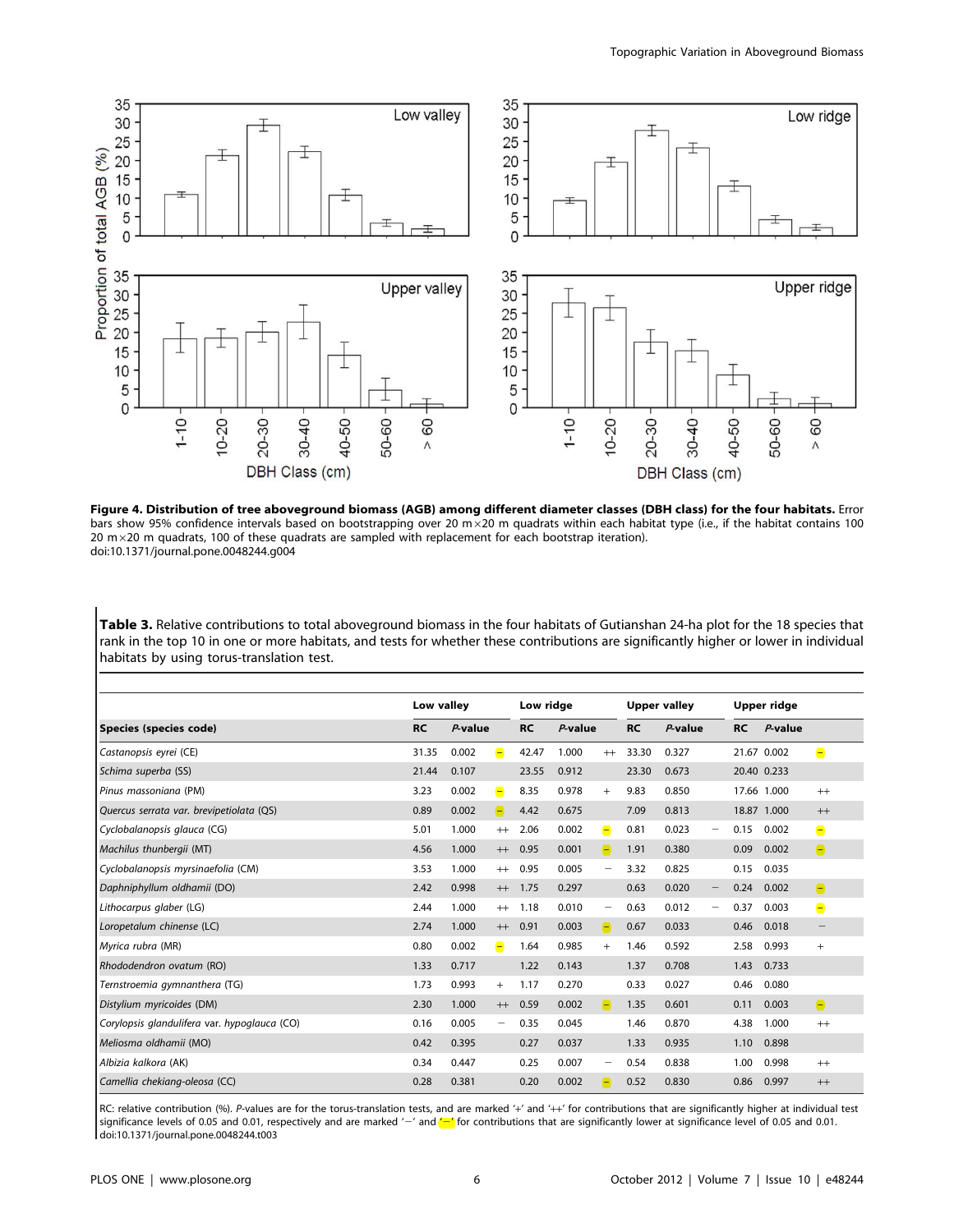**Figure 4. Distribution of tree aboveground biomass (AGB) among different diameter classes (DBH class) for the four habitats.** Error bars show 95% confidence intervals based on bootstrapping over 20 m×20 m quadrats within each habitat type (i.e., if the habitat contains 100 20 m×20 m quadrats, 100 of these quadrats are sampled with replacement for each bootstrap iteration).
doi:10.1371/journal.pone.0048244.g004

**Table 3.** Relative contributions to total aboveground biomass in the four habitats of Gutianshan 24-ha plot for the 18 species that rank in the top 10 in one or more habitats, and tests for whether these contributions are significantly higher or lower in individual habitats by using torus-translation test.

| | Low valley | | | Low ridge | | | Upper valley | | | Upper ridge | | |
|---|---|---|---|---|---|---|---|---|---|---|---|---|
| **Species (species code)** | **RC** | ***P*-value** | | **RC** | ***P*-value** | | **RC** | ***P*-value** | | **RC** | ***P*-value** | |
| *Castanopsis eyrei* (CE) | 31.35 | 0.002 | – | 42.47 | 1.000 | ++ | 33.30 | 0.327 | | 21.67 | 0.002 | – |
| *Schima superba* (SS) | 21.44 | 0.107 | | 23.55 | 0.912 | | 23.30 | 0.673 | | 20.40 | 0.233 | |
| *Pinus massoniana* (PM) | 3.23 | 0.002 | – | 8.35 | 0.978 | + | 9.83 | 0.850 | | 17.66 | 1.000 | ++ |
| *Quercus serrata var. brevipetiolata* (QS) | 0.89 | 0.002 | – | 4.42 | 0.675 | | 7.09 | 0.813 | | 18.87 | 1.000 | ++ |
| *Cyclobalanopsis glauca* (CG) | 5.01 | 1.000 | ++ | 2.06 | 0.002 | – | 0.81 | 0.023 | − | 0.15 | 0.002 | – |
| *Machilus thunbergii* (MT) | 4.56 | 1.000 | ++ | 0.95 | 0.001 | – | 1.91 | 0.380 | | 0.09 | 0.002 | – |
| *Cyclobalanopsis myrsinaefolia* (CM) | 3.53 | 1.000 | ++ | 0.95 | 0.005 | − | 3.32 | 0.825 | | 0.15 | 0.035 | |
| *Daphniphyllum oldhamii* (DO) | 2.42 | 0.998 | ++ | 1.75 | 0.297 | | 0.63 | 0.020 | − | 0.24 | 0.002 | – |
| *Lithocarpus glaber* (LG) | 2.44 | 1.000 | ++ | 1.18 | 0.010 | − | 0.63 | 0.012 | − | 0.37 | 0.003 | – |
| *Loropetalum chinense* (LC) | 2.74 | 1.000 | ++ | 0.91 | 0.003 | – | 0.67 | 0.033 | | 0.46 | 0.018 | − |
| *Myrica rubra* (MR) | 0.80 | 0.002 | – | 1.64 | 0.985 | + | 1.46 | 0.592 | | 2.58 | 0.993 | + |
| *Rhododendron ovatum* (RO) | 1.33 | 0.717 | | 1.22 | 0.143 | | 1.37 | 0.708 | | 1.43 | 0.733 | |
| *Ternstroemia gymnanthera* (TG) | 1.73 | 0.993 | + | 1.17 | 0.270 | | 0.33 | 0.027 | | 0.46 | 0.080 | |
| *Distylium myricoides* (DM) | 2.30 | 1.000 | ++ | 0.59 | 0.002 | – | 1.35 | 0.601 | | 0.11 | 0.003 | – |
| *Corylopsis glandulifera var. hypoglauca* (CO) | 0.16 | 0.005 | − | 0.35 | 0.045 | | 1.46 | 0.870 | | 4.38 | 1.000 | ++ |
| *Meliosma oldhamii* (MO) | 0.42 | 0.395 | | 0.27 | 0.037 | | 1.33 | 0.935 | | 1.10 | 0.898 | |
| *Albizia kalkora* (AK) | 0.34 | 0.447 | | 0.25 | 0.007 | − | 0.54 | 0.838 | | 1.00 | 0.998 | ++ |
| *Camellia chekiang-oleosa* (CC) | 0.28 | 0.381 | | 0.20 | 0.002 | – | 0.52 | 0.830 | | 0.86 | 0.997 | ++ |

RC: relative contribution (%). *P*-values are for the torus-translation tests, and are marked '+' and '++' for contributions that are significantly higher at individual test significance levels of 0.05 and 0.01, respectively and are marked '−' and '–' for contributions that are significantly lower at significance level of 0.05 and 0.01.
doi:10.1371/journal.pone.0048244.t003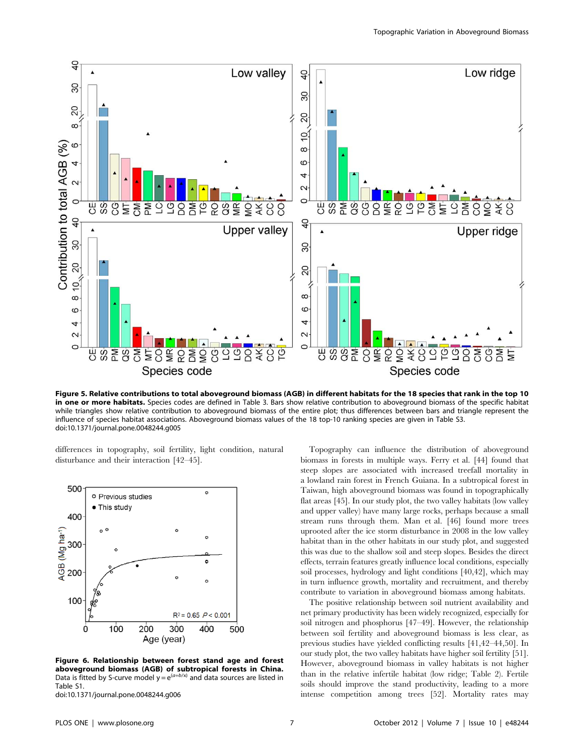**Figure 5. Relative contributions to total aboveground biomass (AGB) in different habitats for the 18 species that rank in the top 10 in one or more habitats.** Species codes are defined in Table 3. Bars show relative contribution to aboveground biomass of the specific habitat while triangles show relative contribution to aboveground biomass of the entire plot; thus differences between bars and triangle represent the influence of species habitat associations. Aboveground biomass values of the 18 top-10 ranking species are given in Table S3.
doi:10.1371/journal.pone.0048244.g005

differences in topography, soil fertility, light condition, natural disturbance and their interaction [42–45].

**Figure 6. Relationship between forest stand age and forest aboveground biomass (AGB) of subtropical forests in China.** Data is fitted by S-curve model $y = e^{(a+b/x)}$ and data sources are listed in Table S1.
doi:10.1371/journal.pone.0048244.g006

Topography can influence the distribution of aboveground biomass in forests in multiple ways. Ferry et al. [44] found that steep slopes are associated with increased treefall mortality in a lowland rain forest in French Guiana. In a subtropical forest in Taiwan, high aboveground biomass was found in topographically flat areas [45]. In our study plot, the two valley habitats (low valley and upper valley) have many large rocks, perhaps because a small stream runs through them. Man et al. [46] found more trees uprooted after the ice storm disturbance in 2008 in the low valley habitat than in the other habitats in our study plot, and suggested this was due to the shallow soil and steep slopes. Besides the direct effects, terrain features greatly influence local conditions, especially soil processes, hydrology and light conditions [40,42], which may in turn influence growth, mortality and recruitment, and thereby contribute to variation in aboveground biomass among habitats.

The positive relationship between soil nutrient availability and net primary productivity has been widely recognized, especially for soil nitrogen and phosphorus [47–49]. However, the relationship between soil fertility and aboveground biomass is less clear, as previous studies have yielded conflicting results [41,42–44,50]. In our study plot, the two valley habitats have higher soil fertility [51]. However, aboveground biomass in valley habitats is not higher than in the relative infertile habitat (low ridge; Table 2). Fertile soils should improve the stand productivity, leading to a more intense competition among trees [52]. Mortality rates may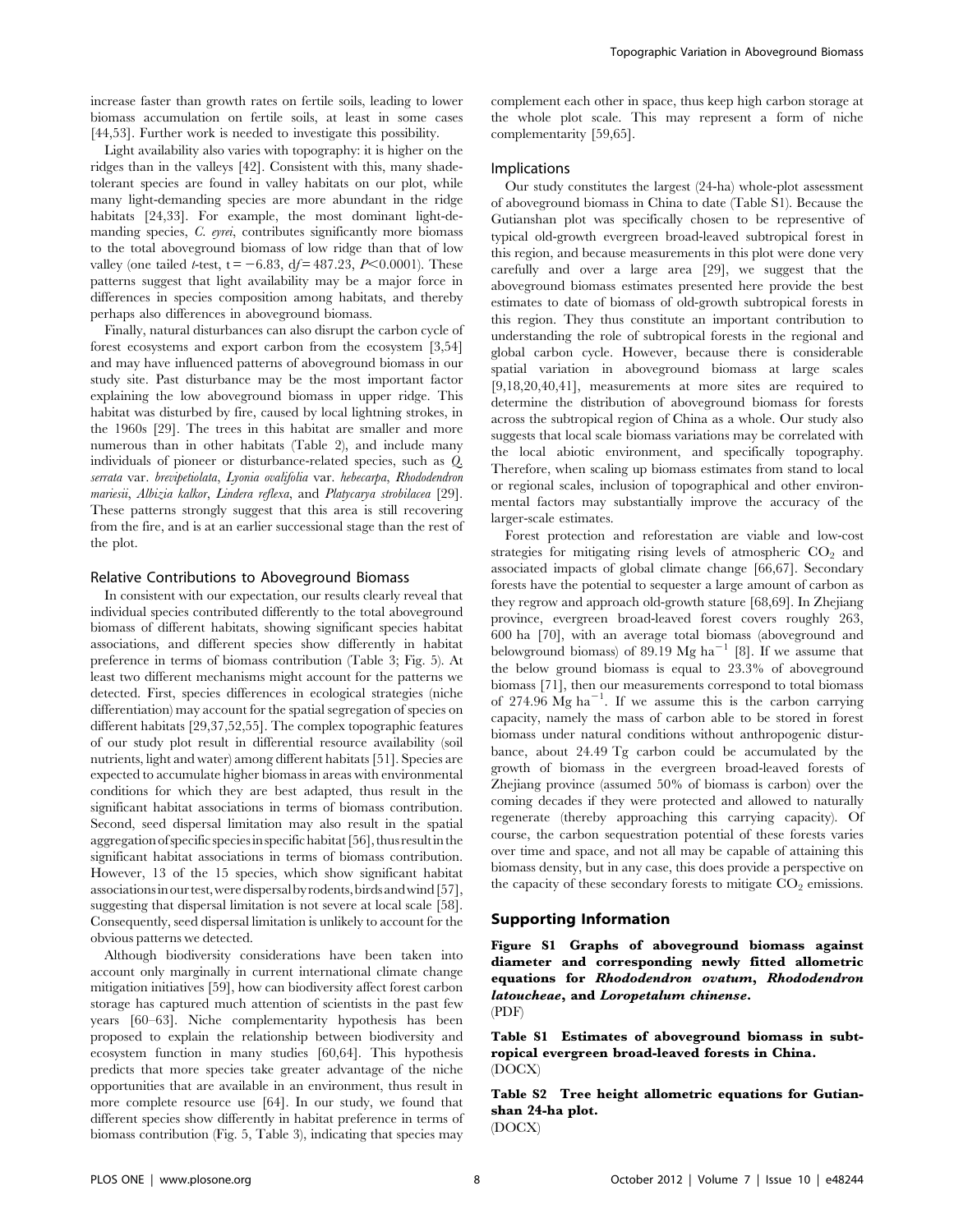increase faster than growth rates on fertile soils, leading to lower biomass accumulation on fertile soils, at least in some cases [44,53]. Further work is needed to investigate this possibility.

Light availability also varies with topography: it is higher on the ridges than in the valleys [42]. Consistent with this, many shade-tolerant species are found in valley habitats on our plot, while many light-demanding species are more abundant in the ridge habitats [24,33]. For example, the most dominant light-demanding species, *C. eyrei*, contributes significantly more biomass to the total aboveground biomass of low ridge than that of low valley (one tailed *t*-test, $t = -6.83$, $df = 487.23$, $P < 0.0001$). These patterns suggest that light availability may be a major force in differences in species composition among habitats, and thereby perhaps also differences in aboveground biomass.

Finally, natural disturbances can also disrupt the carbon cycle of forest ecosystems and export carbon from the ecosystem [3,54] and may have influenced patterns of aboveground biomass in our study site. Past disturbance may be the most important factor explaining the low aboveground biomass in upper ridge. This habitat was disturbed by fire, caused by local lightning strokes, in the 1960s [29]. The trees in this habitat are smaller and more numerous than in other habitats (Table 2), and include many individuals of pioneer or disturbance-related species, such as *Q. serrata* var. *brevipetiolata*, *Lyonia ovalifolia* var. *hebecarpa*, *Rhododendron mariesii*, *Albizia kalkor*, *Lindera reflexa*, and *Platycarya strobilacea* [29]. These patterns strongly suggest that this area is still recovering from the fire, and is at an earlier successional stage than the rest of the plot.

### Relative Contributions to Aboveground Biomass

In consistent with our expectation, our results clearly reveal that individual species contributed differently to the total aboveground biomass of different habitats, showing significant species habitat associations, and different species show differently in habitat preference in terms of biomass contribution (Table 3; Fig. 5). At least two different mechanisms might account for the patterns we detected. First, species differences in ecological strategies (niche differentiation) may account for the spatial segregation of species on different habitats [29,37,52,55]. The complex topographic features of our study plot result in differential resource availability (soil nutrients, light and water) among different habitats [51]. Species are expected to accumulate higher biomass in areas with environmental conditions for which they are best adapted, thus result in the significant habitat associations in terms of biomass contribution. Second, seed dispersal limitation may also result in the spatial aggregation of specific species in specific habitat [56], thus result in the significant habitat associations in terms of biomass contribution. However, 13 of the 15 species, which show significant habitat associations in our test, were dispersal by rodents, birds and wind [57], suggesting that dispersal limitation is not severe at local scale [58]. Consequently, seed dispersal limitation is unlikely to account for the obvious patterns we detected.

Although biodiversity considerations have been taken into account only marginally in current international climate change mitigation initiatives [59], how can biodiversity affect forest carbon storage has captured much attention of scientists in the past few years [60–63]. Niche complementarity hypothesis has been proposed to explain the relationship between biodiversity and ecosystem function in many studies [60,64]. This hypothesis predicts that more species take greater advantage of the niche opportunities that are available in an environment, thus result in more complete resource use [64]. In our study, we found that different species show differently in habitat preference in terms of biomass contribution (Fig. 5, Table 3), indicating that species may complement each other in space, thus keep high carbon storage at the whole plot scale. This may represent a form of niche complementarity [59,65].

### Implications

Our study constitutes the largest (24-ha) whole-plot assessment of aboveground biomass in China to date (Table S1). Because the Gutianshan plot was specifically chosen to be representive of typical old-growth evergreen broad-leaved subtropical forest in this region, and because measurements in this plot were done very carefully and over a large area [29], we suggest that the aboveground biomass estimates presented here provide the best estimates to date of biomass of old-growth subtropical forests in this region. They thus constitute an important contribution to understanding the role of subtropical forests in the regional and global carbon cycle. However, because there is considerable spatial variation in aboveground biomass at large scales [9,18,20,40,41], measurements at more sites are required to determine the distribution of aboveground biomass for forests across the subtropical region of China as a whole. Our study also suggests that local scale biomass variations may be correlated with the local abiotic environment, and specifically topography. Therefore, when scaling up biomass estimates from stand to local or regional scales, inclusion of topographical and other environmental factors may substantially improve the accuracy of the larger-scale estimates.

Forest protection and reforestation are viable and low-cost strategies for mitigating rising levels of atmospheric $CO_2$ and associated impacts of global climate change [66,67]. Secondary forests have the potential to sequester a large amount of carbon as they regrow and approach old-growth stature [68,69]. In Zhejiang province, evergreen broad-leaved forest covers roughly 263, 600 ha [70], with an average total biomass (aboveground and belowground biomass) of 89.19 Mg ha$^{-1}$ [8]. If we assume that the below ground biomass is equal to 23.3% of aboveground biomass [71], then our measurements correspond to total biomass of 274.96 Mg ha$^{-1}$. If we assume this is the carbon carrying capacity, namely the mass of carbon able to be stored in forest biomass under natural conditions without anthropogenic disturbance, about 24.49 Tg carbon could be accumulated by the growth of biomass in the evergreen broad-leaved forests of Zhejiang province (assumed 50% of biomass is carbon) over the coming decades if they were protected and allowed to naturally regenerate (thereby approaching this carrying capacity). Of course, the carbon sequestration potential of these forests varies over time and space, and not all may be capable of attaining this biomass density, but in any case, this does provide a perspective on the capacity of these secondary forests to mitigate $CO_2$ emissions.

## Supporting Information

**Figure S1 Graphs of aboveground biomass against diameter and corresponding newly fitted allometric equations for *Rhododendron ovatum*, *Rhododendron latoucheae*, and *Loropetalum chinense*.**
(PDF)

**Table S1 Estimates of aboveground biomass in subtropical evergreen broad-leaved forests in China.**
(DOCX)

**Table S2 Tree height allometric equations for Gutianshan 24-ha plot.**
(DOCX)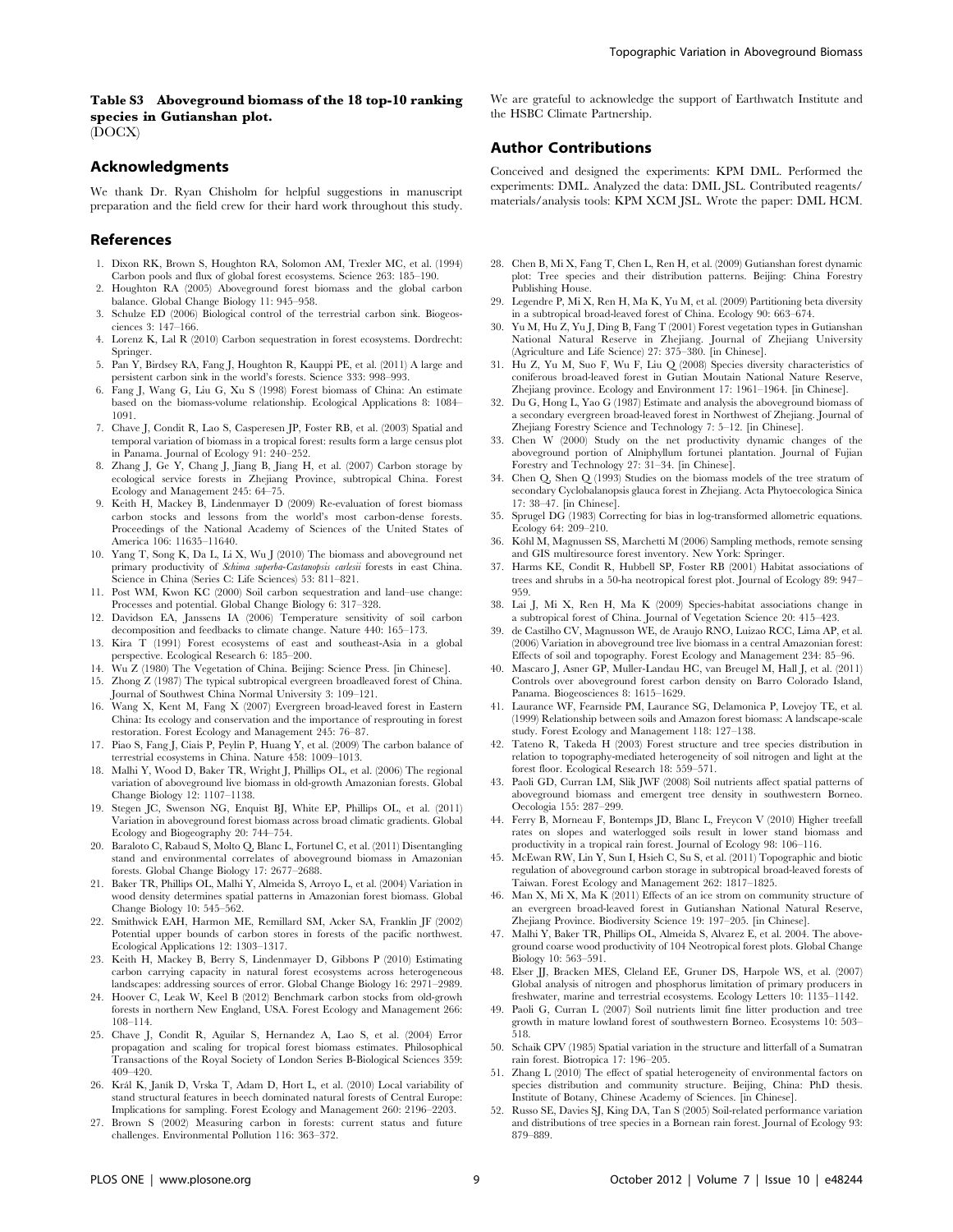**Table S3 Aboveground biomass of the 18 top-10 ranking species in Gutianshan plot.**
(DOCX)

## Acknowledgments

We thank Dr. Ryan Chisholm for helpful suggestions in manuscript preparation and the field crew for their hard work throughout this study. We are grateful to acknowledge the support of Earthwatch Institute and the HSBC Climate Partnership.

## Author Contributions

Conceived and designed the experiments: KPM DML. Performed the experiments: DML. Analyzed the data: DML JSL. Contributed reagents/materials/analysis tools: KPM XCM JSL. Wrote the paper: DML HCM.

## References

1. Dixon RK, Brown S, Houghton RA, Solomon AM, Trexler MC, et al. (1994) Carbon pools and flux of global forest ecosystems. Science 263: 185–190.
2. Houghton RA (2005) Aboveground forest biomass and the global carbon balance. Global Change Biology 11: 945–958.
3. Schulze ED (2006) Biological control of the terrestrial carbon sink. Biogeosciences 3: 147–166.
4. Lorenz K, Lal R (2010) Carbon sequestration in forest ecosystems. Dordrecht: Springer.
5. Pan Y, Birdsey RA, Fang J, Houghton R, Kauppi PE, et al. (2011) A large and persistent carbon sink in the world's forests. Science 333: 988–993.
6. Fang J, Wang G, Liu G, Xu S (1998) Forest biomass of China: An estimate based on the biomass-volume relationship. Ecological Applications 8: 1084–1091.
7. Chave J, Condit R, Lao S, Casperesen JP, Foster RB, et al. (2003) Spatial and temporal variation of biomass in a tropical forest: results form a large census plot in Panama. Journal of Ecology 91: 240–252.
8. Zhang J, Ge Y, Chang J, Jiang B, Jiang H, et al. (2007) Carbon storage by ecological service forests in Zhejiang Province, subtropical China. Forest Ecology and Management 245: 64–75.
9. Keith H, Mackey B, Lindenmayer D (2009) Re-evaluation of forest biomass carbon stocks and lessons from the world's most carbon-dense forests. Proceedings of the National Academy of Sciences of the United States of America 106: 11635–11640.
10. Yang T, Song K, Da L, Li X, Wu J (2010) The biomass and aboveground net primary productivity of *Schima superba-Castanopsis carlesii* forests in east China. Science in China (Series C: Life Sciences) 53: 811–821.
11. Post WM, Kwon KC (2000) Soil carbon sequestration and land–use change: Processes and potential. Global Change Biology 6: 317–328.
12. Davidson EA, Janssens IA (2006) Temperature sensitivity of soil carbon decomposition and feedbacks to climate change. Nature 440: 165–173.
13. Kira T (1991) Forest ecosystems of east and southeast-Asia in a global perspective. Ecological Research 6: 185–200.
14. Wu Z (1980) The Vegetation of China. Beijing: Science Press. [in Chinese].
15. Zhong Z (1987) The typical subtropical evergreen broadleaved forest of China. Journal of Southwest China Normal University 3: 109–121.
16. Wang X, Kent M, Fang X (2007) Evergreen broad-leaved forest in Eastern China: Its ecology and conservation and the importance of resprouting in forest restoration. Forest Ecology and Management 245: 76–87.
17. Piao S, Fang J, Ciais P, Peylin P, Huang Y, et al. (2009) The carbon balance of terrestrial ecosystems in China. Nature 458: 1009–1013.
18. Malhi Y, Wood D, Baker TR, Wright J, Phillips OL, et al. (2006) The regional variation of aboveground live biomass in old-growth Amazonian forests. Global Change Biology 12: 1107–1138.
19. Stegen JC, Swenson NG, Enquist BJ, White EP, Phillips OL, et al. (2011) Variation in aboveground forest biomass across broad climatic gradients. Global Ecology and Biogeography 20: 744–754.
20. Baraloto C, Rabaud S, Molto Q, Blanc L, Fortunel C, et al. (2011) Disentangling stand and environmental correlates of aboveground biomass in Amazonian forests. Global Change Biology 17: 2677–2688.
21. Baker TR, Phillips OL, Malhi Y, Almeida S, Arroyo L, et al. (2004) Variation in wood density determines spatial patterns in Amazonian forest biomass. Global Change Biology 10: 545–562.
22. Smithwick EAH, Harmon ME, Remillard SM, Acker SA, Franklin JF (2002) Potential upper bounds of carbon stores in forests of the pacific northwest. Ecological Applications 12: 1303–1317.
23. Keith H, Mackey B, Berry S, Lindenmayer D, Gibbons P (2010) Estimating carbon carrying capacity in natural forest ecosystems across heterogeneous landscapes: addressing sources of error. Global Change Biology 16: 2971–2989.
24. Hoover C, Leak W, Keel B (2012) Benchmark carbon stocks from old-growth forests in northern New England, USA. Forest Ecology and Management 266: 108–114.
25. Chave J, Condit R, Aguilar S, Hernandez A, Lao S, et al. (2004) Error propagation and scaling for tropical forest biomass estimates. Philosophical Transactions of the Royal Society of London Series B-Biological Sciences 359: 409–420.
26. Král K, Janík D, Vrska T, Adam D, Hort L, et al. (2010) Local variability of stand structural features in beech dominated natural forests of Central Europe: Implications for sampling. Forest Ecology and Management 260: 2196–2203.
27. Brown S (2002) Measuring carbon in forests: current status and future challenges. Environmental Pollution 116: 363–372.
28. Chen B, Mi X, Fang T, Chen L, Ren H, et al. (2009) Gutianshan forest dynamic plot: Tree species and their distribution patterns. Beijing: China Forestry Publishing House.
29. Legendre P, Mi X, Ren H, Ma K, Yu M, et al. (2009) Partitioning beta diversity in a subtropical broad-leaved forest of China. Ecology 90: 663–674.
30. Yu M, Hu Z, Yu J, Ding B, Fang T (2001) Forest vegetation types in Gutianshan National Natural Reserve in Zhejiang. Journal of Zhejiang University (Agriculture and Life Science) 27: 375–380. [in Chinese].
31. Hu Z, Yu M, Suo F, Wu F, Liu Q (2008) Species diversity characteristics of coniferous broad-leaved forest in Gutian Moutain National Nature Reserve, Zhejiang province. Ecology and Environment 17: 1961–1964. [in Chinese].
32. Du G, Hong L, Yao G (1987) Estimate and analysis the aboveground biomass of a secondary evergreen broad-leaved forest in Northwest of Zhejiang. Journal of Zhejiang Forestry Science and Technology 7: 5–12. [in Chinese].
33. Chen W (2000) Study on the net productivity dynamic changes of the aboveground portion of Alniphyllum fortunei plantation. Journal of Fujian Forestry Science and Technology 27: 31–34. [in Chinese].
34. Chen Q, Shen Q (1993) Studies on the biomass models of the tree stratum of secondary Cyclobalanopsis glauca forest in Zhejiang. Acta Phytoecologica Sinica 17: 38–47. [in Chinese].
35. Sprugel DG (1983) Correcting for bias in log-transformed allometric equations. Ecology 64: 209–210.
36. Köhl M, Magnussen SS, Marchetti M (2006) Sampling methods, remote sensing and GIS multiresource forest inventory. New York: Springer.
37. Harms KE, Condit R, Hubbell SP, Foster RB (2001) Habitat associations of trees and shrubs in a 50-ha neotropical forest plot. Journal of Ecology 89: 947–959.
38. Lai J, Mi X, Ren H, Ma K (2009) Species-habitat associations change in a subtropical forest of China. Journal of Vegetation Science 20: 415–423.
39. de Castilho CV, Magnusson WE, de Araujo RNO, Luizao RCC, Lima AP, et al. (2006) Variation in aboveground tree live biomass in a central Amazonian forest: Effects of soil and topography. Forest Ecology and Management 234: 85–96.
40. Mascaro J, Asner GP, Muller-Landau HC, van Breugel M, Hall J, et al. (2011) Controls over aboveground forest carbon density on Barro Colorado Island, Panama. Biogeosciences 8: 1615–1629.
41. Laurance WF, Fearnside PM, Laurance SG, Delamonica P, Lovejoy TE, et al. (1999) Relationship between soils and Amazon forest biomass: A landscape-scale study. Forest Ecology and Management 118: 127–138.
42. Tateno R, Takeda H (2003) Forest structure and tree species distribution in relation to topography-mediated heterogeneity of soil nitrogen and light at the forest floor. Ecological Research 18: 559–571.
43. Paoli GD, Curran LM, Slik JWF (2008) Soil nutrients affect spatial patterns of aboveground biomass and emergent tree density in southwestern Borneo. Oecologia 155: 287–299.
44. Ferry B, Morneau F, Bontemps JD, Blanc L, Freycon V (2010) Higher treefall rates on slopes and waterlogged soils result in lower stand biomass and productivity in a tropical rain forest. Journal of Ecology 98: 106–116.
45. McEwan RW, Lin Y, Sun I, Hsieh C, Su S, et al. (2011) Topographic and biotic regulation of aboveground carbon storage in subtropical broad-leaved forests of Taiwan. Forest Ecology and Management 262: 1817–1825.
46. Man X, Mi X, Ma K (2011) Effects of an ice strom on community structure of an evergreen broad-leaved forest in Gutianshan National Natural Reserve, Zhejiang Province. Biodiversity Science 19: 197–205. [in Chinese].
47. Malhi Y, Baker TR, Phillips OL, Almeida S, Alvarez E, et al. 2004. The aboveground coarse wood productivity of 104 Neotropical forest plots. Global Change Biology 10: 563–591.
48. Elser JJ, Bracken MES, Cleland EE, Gruner DS, Harpole WS, et al. (2007) Global analysis of nitrogen and phosphorus limitation of primary producers in freshwater, marine and terrestrial ecosystems. Ecology Letters 10: 1135–1142.
49. Paoli G, Curran L (2007) Soil nutrients limit fine litter production and tree growth in mature lowland forest of southwestern Borneo. Ecosystems 10: 503–518.
50. Schaik CPV (1985) Spatial variation in the structure and litterfall of a Sumatran rain forest. Biotropica 17: 196–205.
51. Zhang L (2010) The effect of spatial heterogeneity of environmental factors on species distribution and community structure. Beijing, China: PhD thesis. Institute of Botany, Chinese Academy of Sciences. [in Chinese].
52. Russo SE, Davies SJ, King DA, Tan S (2005) Soil-related performance variation and distributions of tree species in a Bornean rain forest. Journal of Ecology 93: 879–889.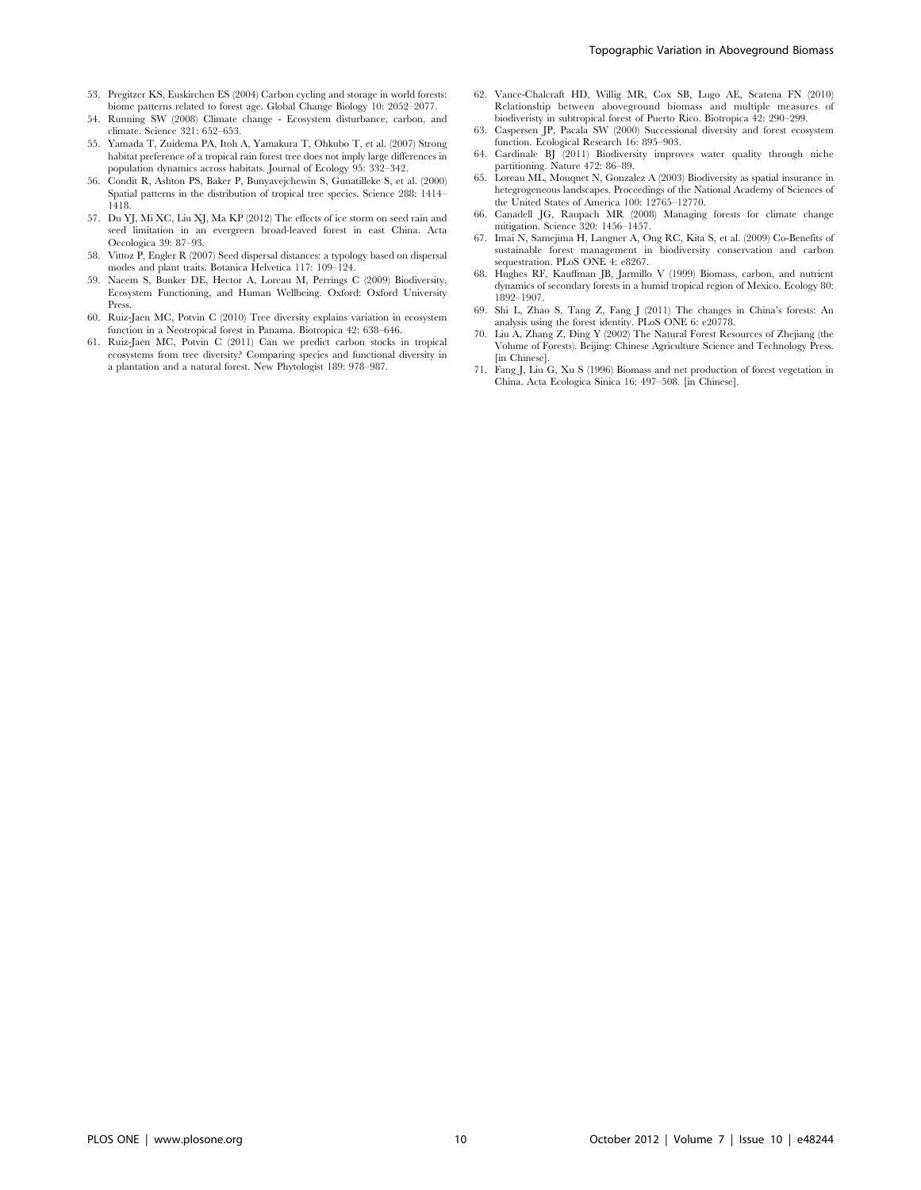53. Pregitzer KS, Euskirchen ES (2004) Carbon cycling and storage in world forests: biome patterns related to forest age. Global Change Biology 10: 2052–2077.
54. Running SW (2008) Climate change - Ecosystem disturbance, carbon, and climate. Science 321: 652–653.
55. Yamada T, Zuidema PA, Itoh A, Yamakura T, Ohkubo T, et al. (2007) Strong habitat preference of a tropical rain forest tree does not imply large differences in population dynamics across habitats. Journal of Ecology 95: 332–342.
56. Condit R, Ashton PS, Baker P, Bunyavejchewin S, Gunatilleke S, et al. (2000) Spatial patterns in the distribution of tropical tree species. Science 288: 1414–1418.
57. Du YJ, Mi XC, Liu XJ, Ma KP (2012) The effects of ice storm on seed rain and seed limitation in an evergreen broad-leaved forest in east China. Acta Oecologica 39: 87–93.
58. Vittoz P, Engler R (2007) Seed dispersal distances: a typology based on dispersal modes and plant traits. Botanica Helvetica 117: 109–124.
59. Naeem S, Bunker DE, Hector A, Loreau M, Perrings C (2009) Biodiversity, Ecosystem Functioning, and Human Wellbeing. Oxford: Oxford University Press.
60. Ruiz-Jaen MC, Potvin C (2010) Tree diversity explains variation in ecosystem function in a Neotropical forest in Panama. Biotropica 42: 638–646.
61. Ruiz-Jaen MC, Potvin C (2011) Can we predict carbon stocks in tropical ecosystems from tree diversity? Comparing species and functional diversity in a plantation and a natural forest. New Phytologist 189: 978–987.
62. Vance-Chalcraft HD, Willig MR, Cox SB, Lugo AE, Scatena FN (2010) Relationship between aboveground biomass and multiple measures of biodiveristy in subtropical forest of Puerto Rico. Biotropica 42: 290–299.
63. Caspersen JP, Pacala SW (2000) Successional diversity and forest ecosystem function. Ecological Research 16: 895–903.
64. Cardinale BJ (2011) Biodiversity improves water quality through niche partitioning. Nature 472: 86–89.
65. Loreau ML, Mouquet N, Gonzalez A (2003) Biodiversity as spatial insurance in hetegrogeneous landscapes. Proceedings of the National Academy of Sciences of the United States of America 100: 12765–12770.
66. Canadell JG, Raupach MR (2008) Managing forests for climate change mitigation. Science 320: 1456–1457.
67. Imai N, Samejima H, Langner A, Ong RC, Kita S, et al. (2009) Co-Benefits of sustainable forest management in biodiversity conservation and carbon sequestration. PLoS ONE 4: e8267.
68. Hughes RF, Kauffman JB, Jarmillo V (1999) Biomass, carbon, and nutrient dynamics of secondary forests in a humid tropical region of Mexico. Ecology 80: 1892–1907.
69. Shi L, Zhao S, Tang Z, Fang J (2011) The changes in China's forests: An analysis using the forest identity. PLoS ONE 6: e20778.
70. Liu A, Zhang Z, Ding Y (2002) The Natural Forest Resources of Zhejiang (the Volume of Forests). Beijing: Chinese Agriculture Science and Technology Press. [in Chinese].
71. Fang J, Liu G, Xu S (1996) Biomass and net production of forest vegetation in China. Acta Ecologica Sinica 16: 497–508. [in Chinese].